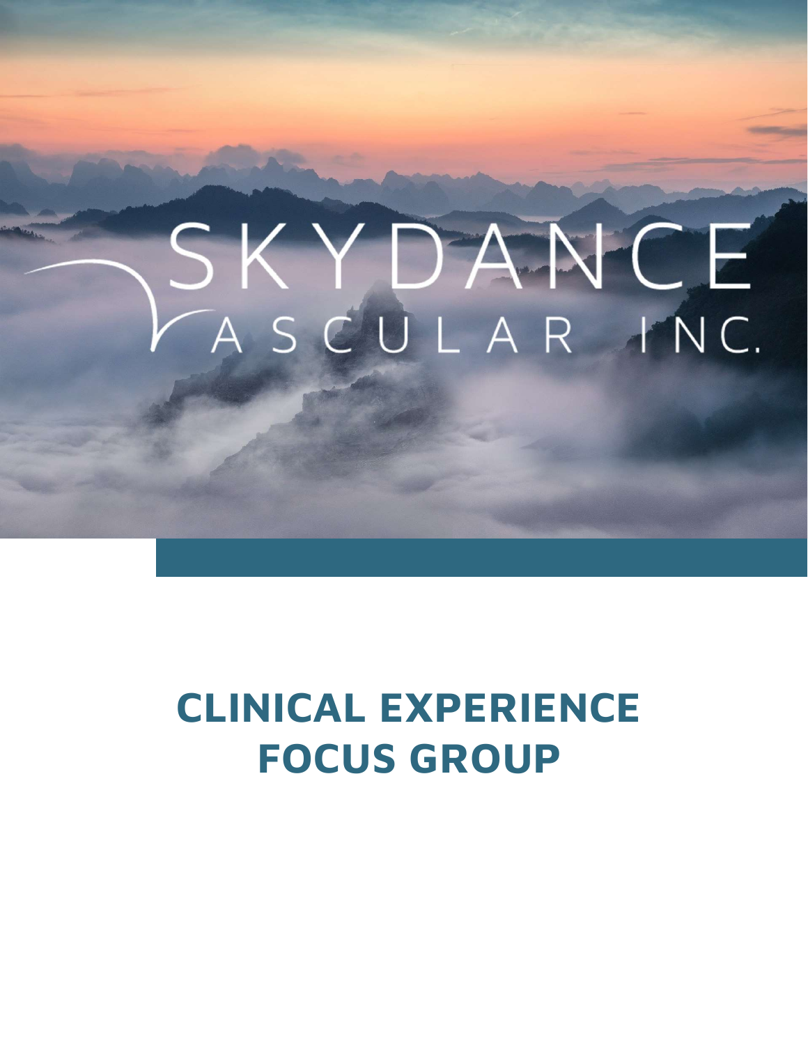SKYDANCE VASCULAR INC.

# CLINICAL EXPERIENCE FOCUS GROUP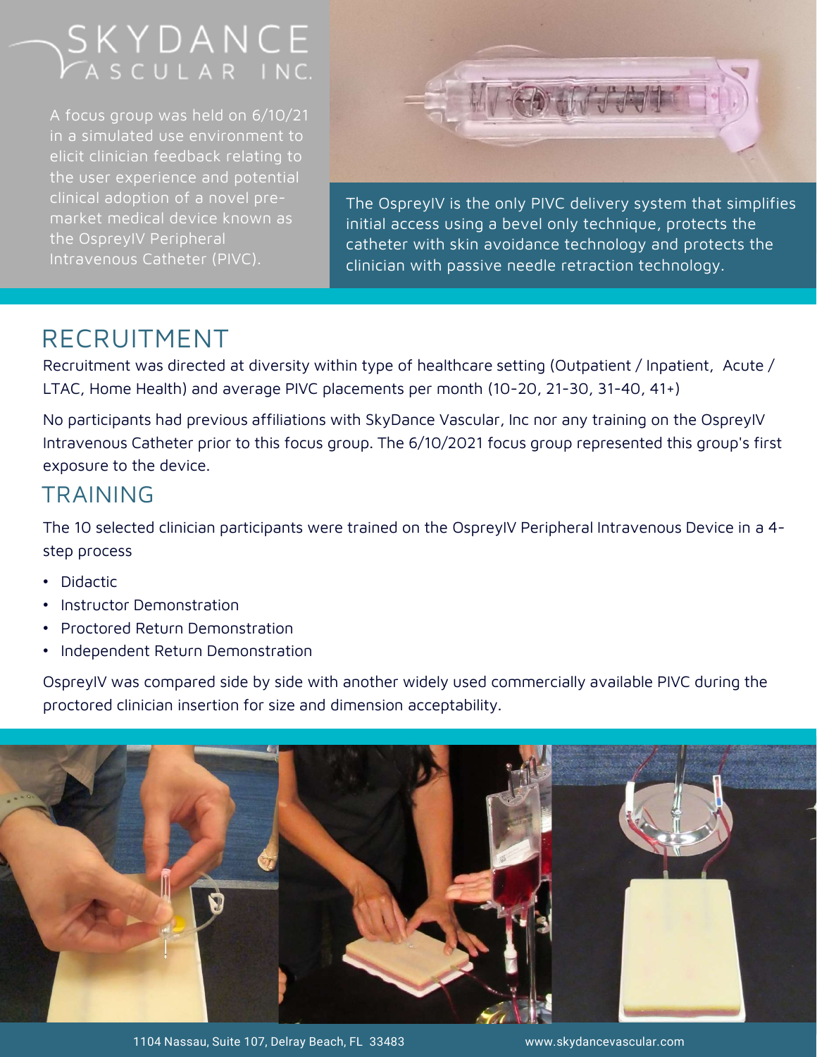SKYDANCE VASCULAR INC.

A focus group was held on 6/10/21 in a simulated use environment to elicit clinician feedback relating to the user experience and potential clinical adoption of a novel pre-market medical device known as the OspreyIV Peripheral Intravenous Catheter (PIVC).

The OspreyIV is the only PIVC delivery system that simplifies initial access using a bevel only technique, protects the catheter with skin avoidance technology and protects the clinician with passive needle retraction technology.

## RECRUITMENT

Recruitment was directed at diversity within type of healthcare setting (Outpatient / Inpatient, Acute / LTAC, Home Health) and average PIVC placements per month (10-20, 21-30, 31-40, 41+)

No participants had previous affiliations with SkyDance Vascular, Inc nor any training on the OspreyIV Intravenous Catheter prior to this focus group. The 6/10/2021 focus group represented this group's first exposure to the device.

## TRAINING

The 10 selected clinician participants were trained on the OspreyIV Peripheral Intravenous Device in a 4-step process

- Didactic
- Instructor Demonstration
- Proctored Return Demonstration
- Independent Return Demonstration

OspreyIV was compared side by side with another widely used commercially available PIVC during the proctored clinician insertion for size and dimension acceptability.

1104 Nassau, Suite 107, Delray Beach, FL 33483 www.skydancevascular.com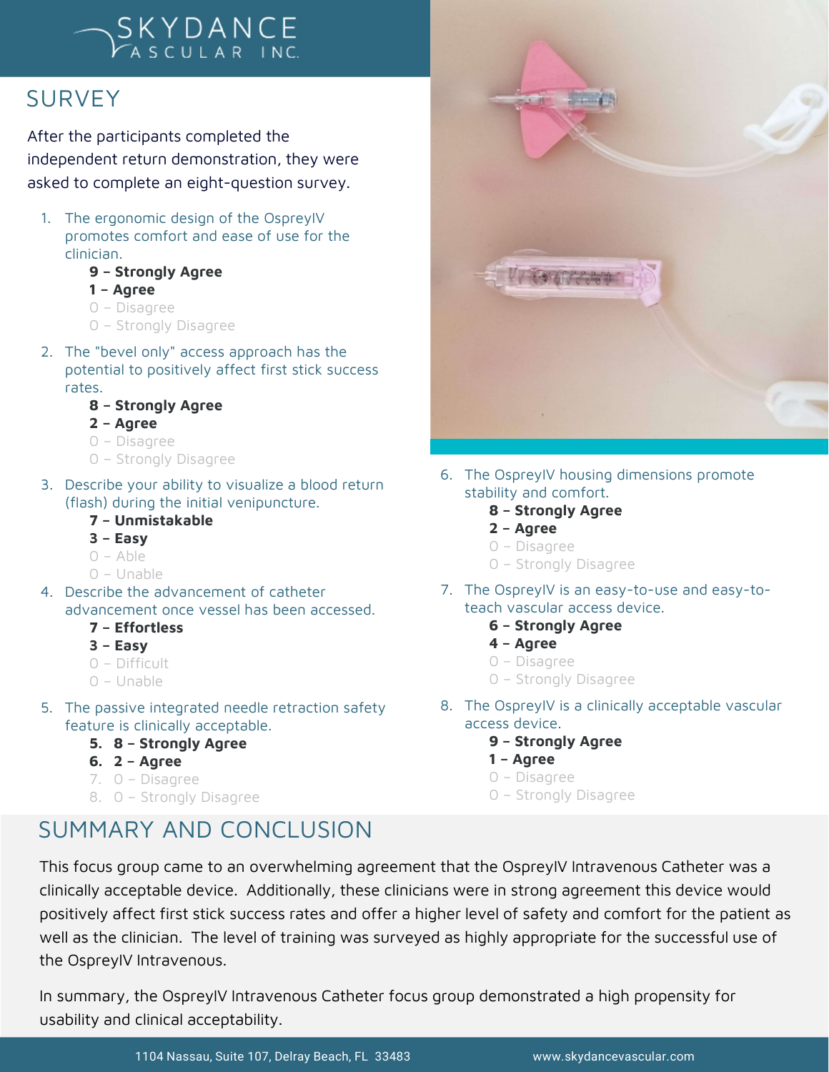# SURVEY

After the participants completed the independent return demonstration, they were asked to complete an eight-question survey.

1. The ergonomic design of the OspreyIV promotes comfort and ease of use for the clinician.
   - **9 – Strongly Agree**
   - **1 – Agree**
   - 0 – Disagree
   - 0 – Strongly Disagree
2. The "bevel only" access approach has the potential to positively affect first stick success rates.
   - **8 – Strongly Agree**
   - **2 – Agree**
   - 0 – Disagree
   - 0 – Strongly Disagree
3. Describe your ability to visualize a blood return (flash) during the initial venipuncture.
   - **7 – Unmistakable**
   - **3 – Easy**
   - 0 – Able
   - 0 – Unable
4. Describe the advancement of catheter advancement once vessel has been accessed.
   - **7 – Effortless**
   - **3 – Easy**
   - 0 – Difficult
   - 0 – Unable
5. The passive integrated needle retraction safety feature is clinically acceptable.
   5. **8 – Strongly Agree**
   6. **2 – Agree**
   7. 0 – Disagree
   8. 0 – Strongly Disagree
6. The OspreyIV housing dimensions promote stability and comfort.
   - **8 – Strongly Agree**
   - **2 – Agree**
   - 0 – Disagree
   - 0 – Strongly Disagree
7. The OspreyIV is an easy-to-use and easy-to-teach vascular access device.
   - **6 – Strongly Agree**
   - **4 – Agree**
   - 0 – Disagree
   - 0 – Strongly Disagree
8. The OspreyIV is a clinically acceptable vascular access device.
   - **9 – Strongly Agree**
   - **1 – Agree**
   - 0 – Disagree
   - 0 – Strongly Disagree

# SUMMARY AND CONCLUSION

This focus group came to an overwhelming agreement that the OspreyIV Intravenous Catheter was a clinically acceptable device. Additionally, these clinicians were in strong agreement this device would positively affect first stick success rates and offer a higher level of safety and comfort for the patient as well as the clinician. The level of training was surveyed as highly appropriate for the successful use of the OspreyIV Intravenous.

In summary, the OspreyIV Intravenous Catheter focus group demonstrated a high propensity for usability and clinical acceptability.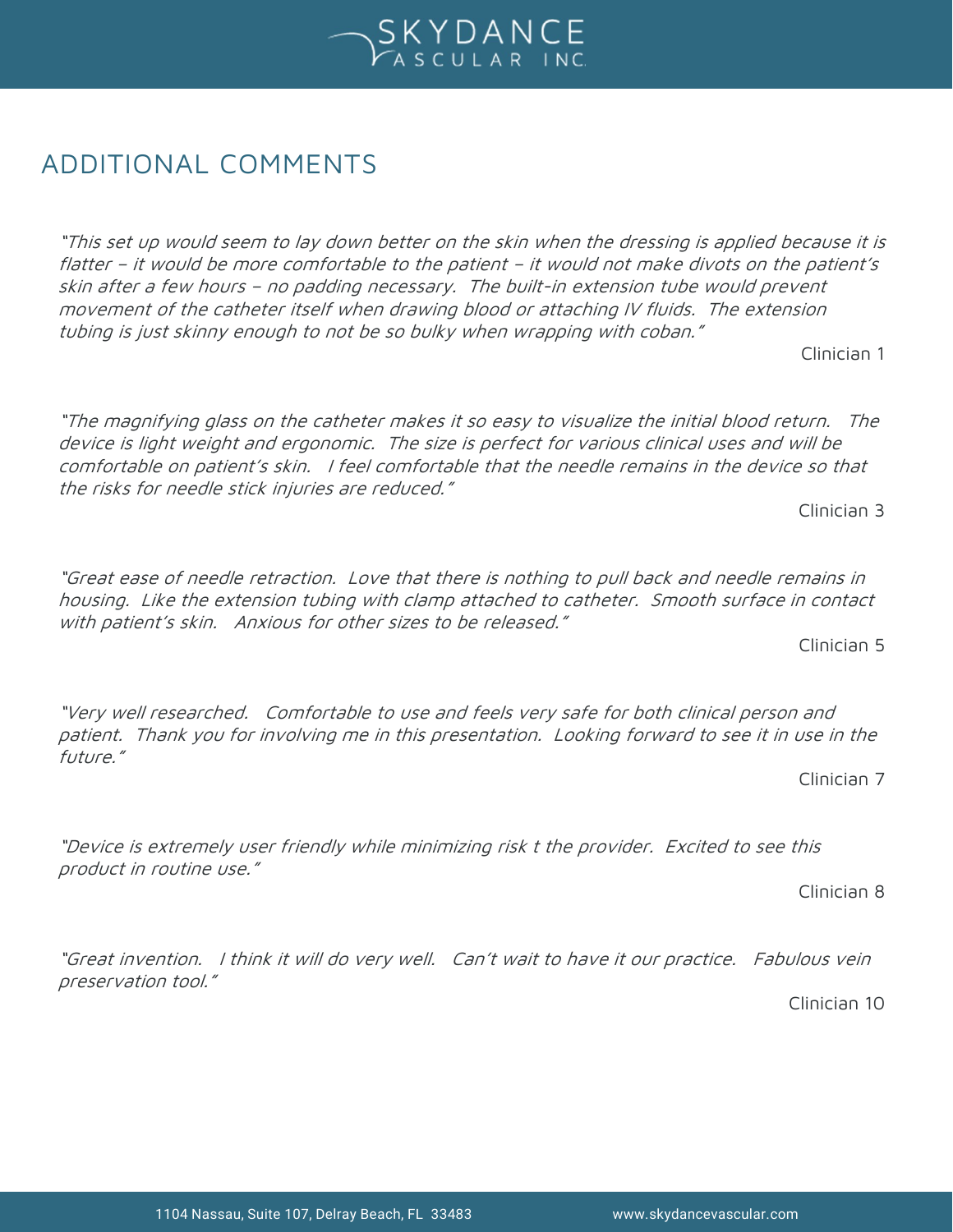## ADDITIONAL COMMENTS

*"This set up would seem to lay down better on the skin when the dressing is applied because it is flatter – it would be more comfortable to the patient – it would not make divots on the patient's skin after a few hours – no padding necessary. The built-in extension tube would prevent movement of the catheter itself when drawing blood or attaching IV fluids. The extension tubing is just skinny enough to not be so bulky when wrapping with coban."*

Clinician 1

*"The magnifying glass on the catheter makes it so easy to visualize the initial blood return. The device is light weight and ergonomic. The size is perfect for various clinical uses and will be comfortable on patient's skin. I feel comfortable that the needle remains in the device so that the risks for needle stick injuries are reduced."*

Clinician 3

*"Great ease of needle retraction. Love that there is nothing to pull back and needle remains in housing. Like the extension tubing with clamp attached to catheter. Smooth surface in contact with patient's skin. Anxious for other sizes to be released."*

Clinician 5

*"Very well researched. Comfortable to use and feels very safe for both clinical person and patient. Thank you for involving me in this presentation. Looking forward to see it in use in the future."*

Clinician 7

*"Device is extremely user friendly while minimizing risk t the provider. Excited to see this product in routine use."*

Clinician 8

*"Great invention. I think it will do very well. Can't wait to have it our practice. Fabulous vein preservation tool."*

Clinician 10